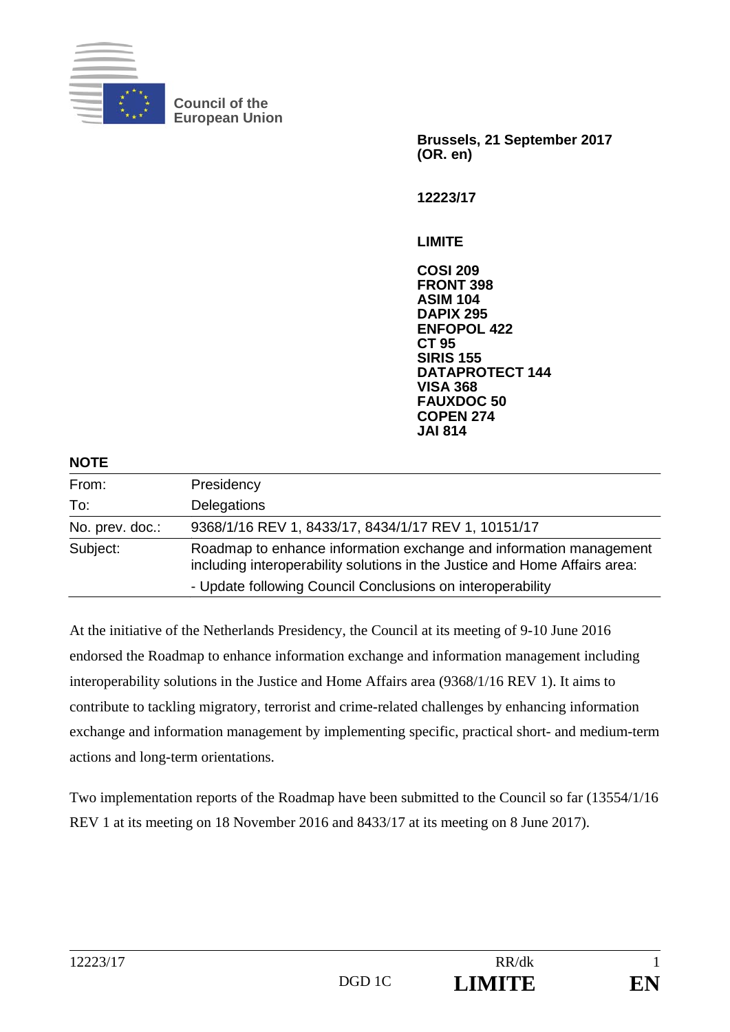**Council of the European Union**

**Brussels, 21 September 2017**
**(OR. en)**

**12223/17**

**LIMITE**

**COSI 209**
**FRONT 398**
**ASIM 104**
**DAPIX 295**
**ENFOPOL 422**
**CT 95**
**SIRIS 155**
**DATAPROTECT 144**
**VISA 368**
**FAUXDOC 50**
**COPEN 274**
**JAI 814**

**NOTE**

| | |
|---|---|
| From: | Presidency |
| To: | Delegations |
| No. prev. doc.: | 9368/1/16 REV 1, 8433/17, 8434/1/17 REV 1, 10151/17 |
| Subject: | Roadmap to enhance information exchange and information management including interoperability solutions in the Justice and Home Affairs area: - Update following Council Conclusions on interoperability |

At the initiative of the Netherlands Presidency, the Council at its meeting of 9-10 June 2016 endorsed the Roadmap to enhance information exchange and information management including interoperability solutions in the Justice and Home Affairs area (9368/1/16 REV 1). It aims to contribute to tackling migratory, terrorist and crime-related challenges by enhancing information exchange and information management by implementing specific, practical short- and medium-term actions and long-term orientations.

Two implementation reports of the Roadmap have been submitted to the Council so far (13554/1/16 REV 1 at its meeting on 18 November 2016 and 8433/17 at its meeting on 8 June 2017).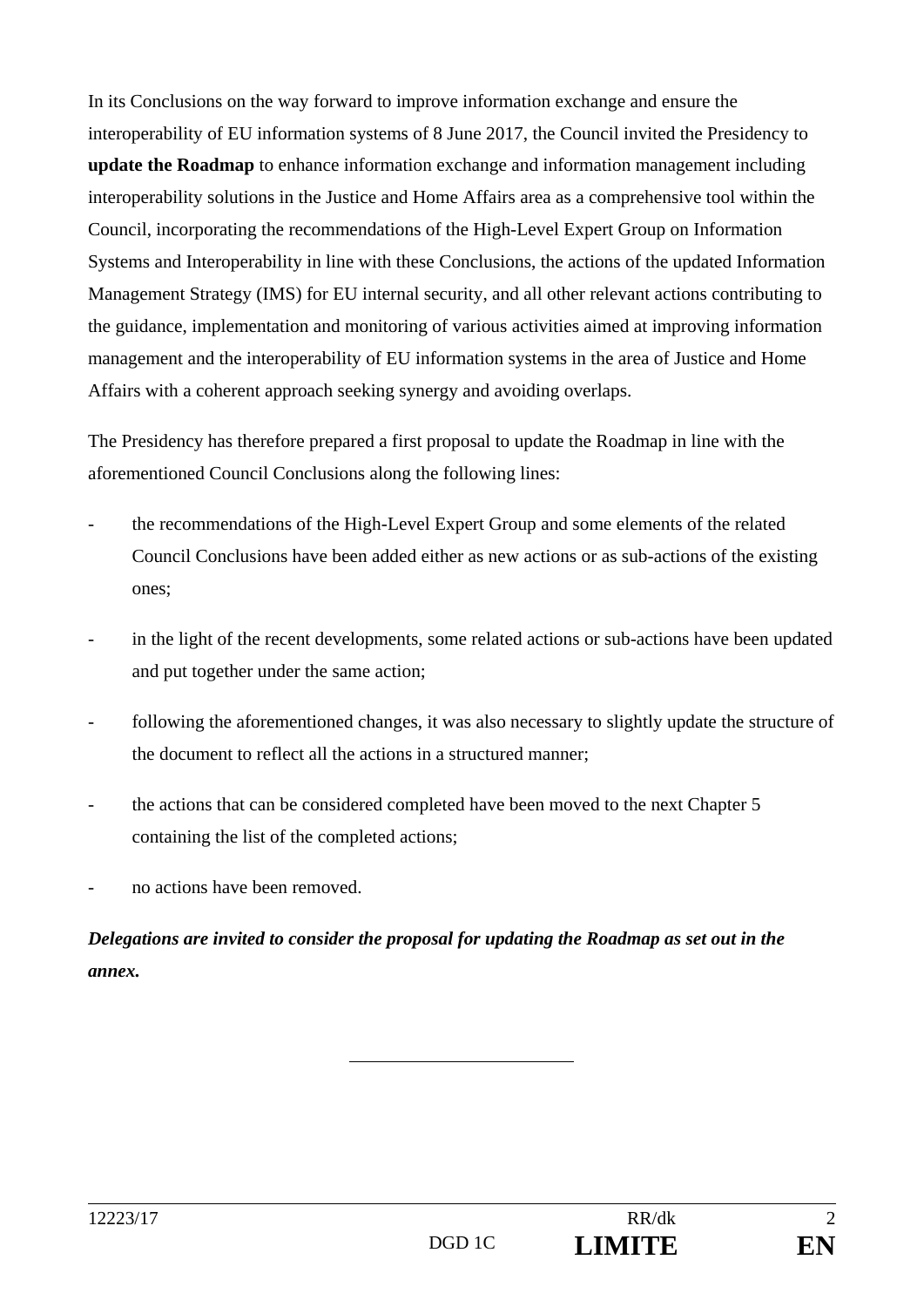In its Conclusions on the way forward to improve information exchange and ensure the interoperability of EU information systems of 8 June 2017, the Council invited the Presidency to **update the Roadmap** to enhance information exchange and information management including interoperability solutions in the Justice and Home Affairs area as a comprehensive tool within the Council, incorporating the recommendations of the High-Level Expert Group on Information Systems and Interoperability in line with these Conclusions, the actions of the updated Information Management Strategy (IMS) for EU internal security, and all other relevant actions contributing to the guidance, implementation and monitoring of various activities aimed at improving information management and the interoperability of EU information systems in the area of Justice and Home Affairs with a coherent approach seeking synergy and avoiding overlaps.

The Presidency has therefore prepared a first proposal to update the Roadmap in line with the aforementioned Council Conclusions along the following lines:

- the recommendations of the High-Level Expert Group and some elements of the related Council Conclusions have been added either as new actions or as sub-actions of the existing ones;
- in the light of the recent developments, some related actions or sub-actions have been updated and put together under the same action;
- following the aforementioned changes, it was also necessary to slightly update the structure of the document to reflect all the actions in a structured manner;
- the actions that can be considered completed have been moved to the next Chapter 5 containing the list of the completed actions;
- no actions have been removed.

***Delegations are invited to consider the proposal for updating the Roadmap as set out in the annex.***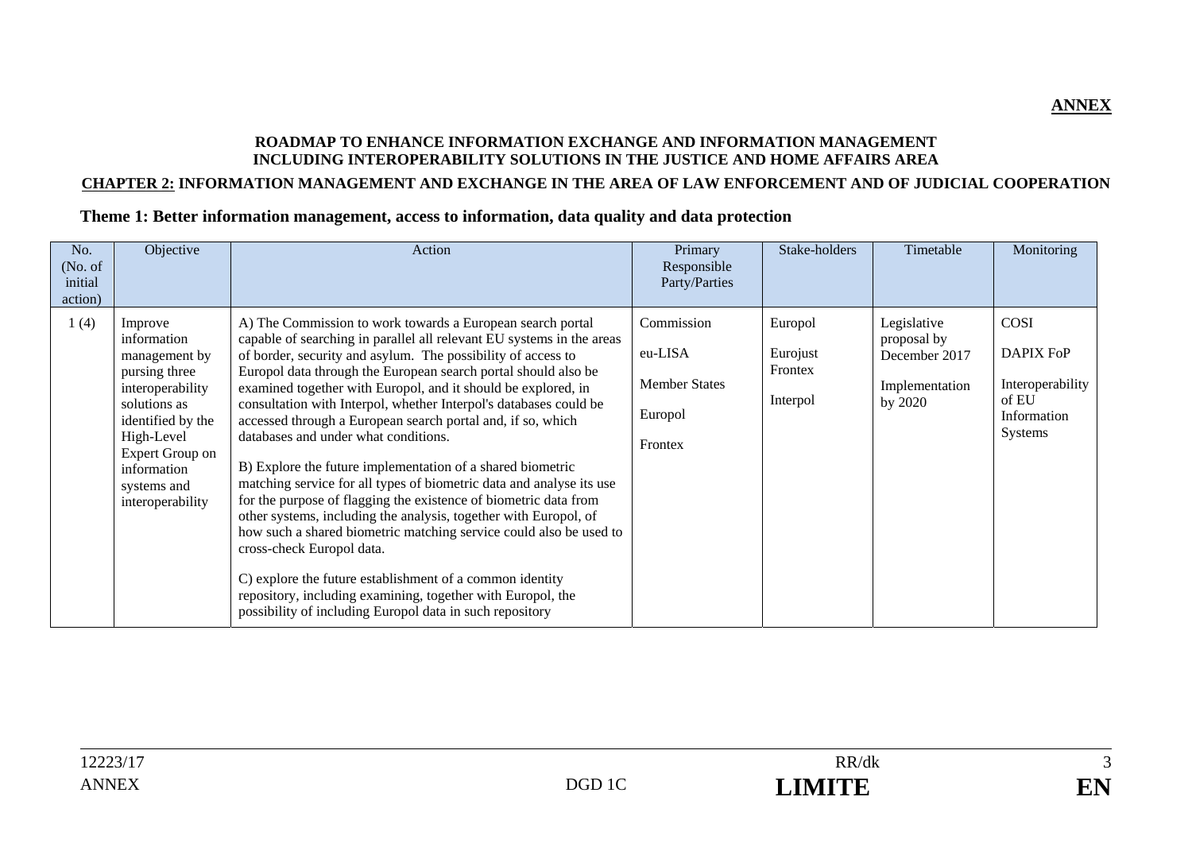**ANNEX**

**ROADMAP TO ENHANCE INFORMATION EXCHANGE AND INFORMATION MANAGEMENT INCLUDING INTEROPERABILITY SOLUTIONS IN THE JUSTICE AND HOME AFFAIRS AREA**

**CHAPTER 2: INFORMATION MANAGEMENT AND EXCHANGE IN THE AREA OF LAW ENFORCEMENT AND OF JUDICIAL COOPERATION**

## Theme 1: Better information management, access to information, data quality and data protection

| No. (No. of initial action) | Objective | Action | Primary Responsible Party/Parties | Stake-holders | Timetable | Monitoring |
|---|---|---|---|---|---|---|
| 1 (4) | Improve information management by pursing three interoperability solutions as identified by the High-Level Expert Group on information systems and interoperability | A) The Commission to work towards a European search portal capable of searching in parallel all relevant EU systems in the areas of border, security and asylum. The possibility of access to Europol data through the European search portal should also be examined together with Europol, and it should be explored, in consultation with Interpol, whether Interpol's databases could be accessed through a European search portal and, if so, which databases and under what conditions.<br><br>B) Explore the future implementation of a shared biometric matching service for all types of biometric data and analyse its use for the purpose of flagging the existence of biometric data from other systems, including the analysis, together with Europol, of how such a shared biometric matching service could also be used to cross-check Europol data.<br><br>C) explore the future establishment of a common identity repository, including examining, together with Europol, the possibility of including Europol data in such repository | Commission<br><br>eu-LISA<br><br>Member States<br><br>Europol<br><br>Frontex | Europol<br><br>Eurojust<br><br>Frontex<br><br>Interpol | Legislative proposal by December 2017<br><br>Implementation by 2020 | COSI<br><br>DAPIX FoP<br><br>Interoperability of EU Information Systems |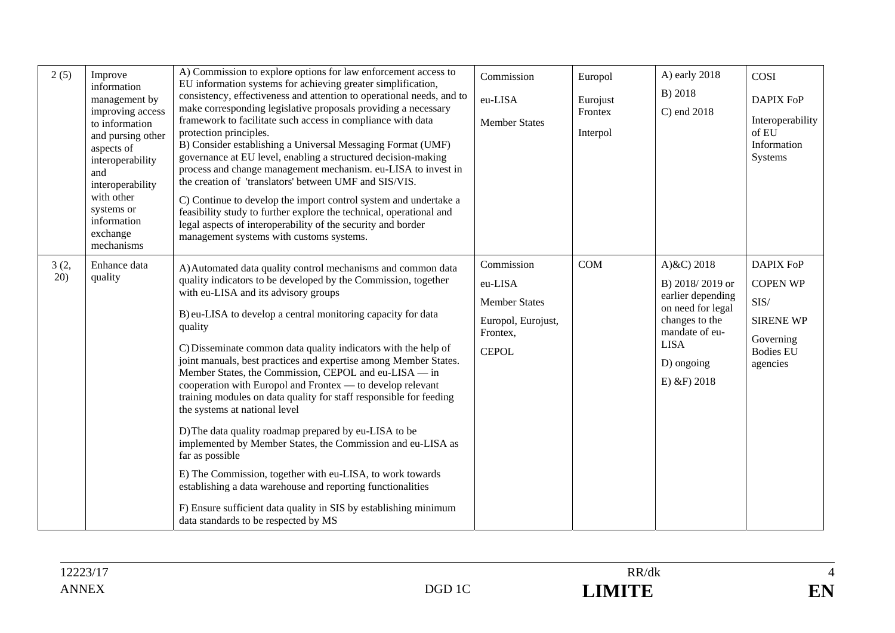| 2 (5) | Improve information management by improving access to information and pursing other aspects of interoperability and interoperability with other systems or information exchange mechanisms | A) Commission to explore options for law enforcement access to EU information systems for achieving greater simplification, consistency, effectiveness and attention to operational needs, and to make corresponding legislative proposals providing a necessary framework to facilitate such access in compliance with data protection principles.<br>B) Consider establishing a Universal Messaging Format (UMF) governance at EU level, enabling a structured decision-making process and change management mechanism. eu-LISA to invest in the creation of 'translators' between UMF and SIS/VIS.<br>C) Continue to develop the import control system and undertake a feasibility study to further explore the technical, operational and legal aspects of interoperability of the security and border management systems with customs systems. | Commission<br>eu-LISA<br>Member States | Europol<br>Eurojust<br>Frontex<br>Interpol | A) early 2018<br>B) 2018<br>C) end 2018 | COSI<br>DAPIX FoP<br>Interoperability of EU Information Systems |
|---|---|---|---|---|---|---|
| 3 (2, 20) | Enhance data quality | A) Automated data quality control mechanisms and common data quality indicators to be developed by the Commission, together with eu-LISA and its advisory groups<br>B) eu-LISA to develop a central monitoring capacity for data quality<br>C) Disseminate common data quality indicators with the help of joint manuals, best practices and expertise among Member States. Member States, the Commission, CEPOL and eu-LISA — in cooperation with Europol and Frontex — to develop relevant training modules on data quality for staff responsible for feeding the systems at national level<br>D) The data quality roadmap prepared by eu-LISA to be implemented by Member States, the Commission and eu-LISA as far as possible<br>E) The Commission, together with eu-LISA, to work towards establishing a data warehouse and reporting functionalities<br>F) Ensure sufficient data quality in SIS by establishing minimum data standards to be respected by MS | Commission<br>eu-LISA<br>Member States<br>Europol, Eurojust, Frontex,<br>CEPOL | COM | A)&C) 2018<br>B) 2018/ 2019 or earlier depending on need for legal changes to the mandate of eu-LISA<br>D) ongoing<br>E) &F) 2018 | DAPIX FoP<br>COPEN WP<br>SIS/<br>SIRENE WP<br>Governing Bodies EU agencies |

12223/17 RR/dk
ANNEX DGD 1C **LIMITE** **EN**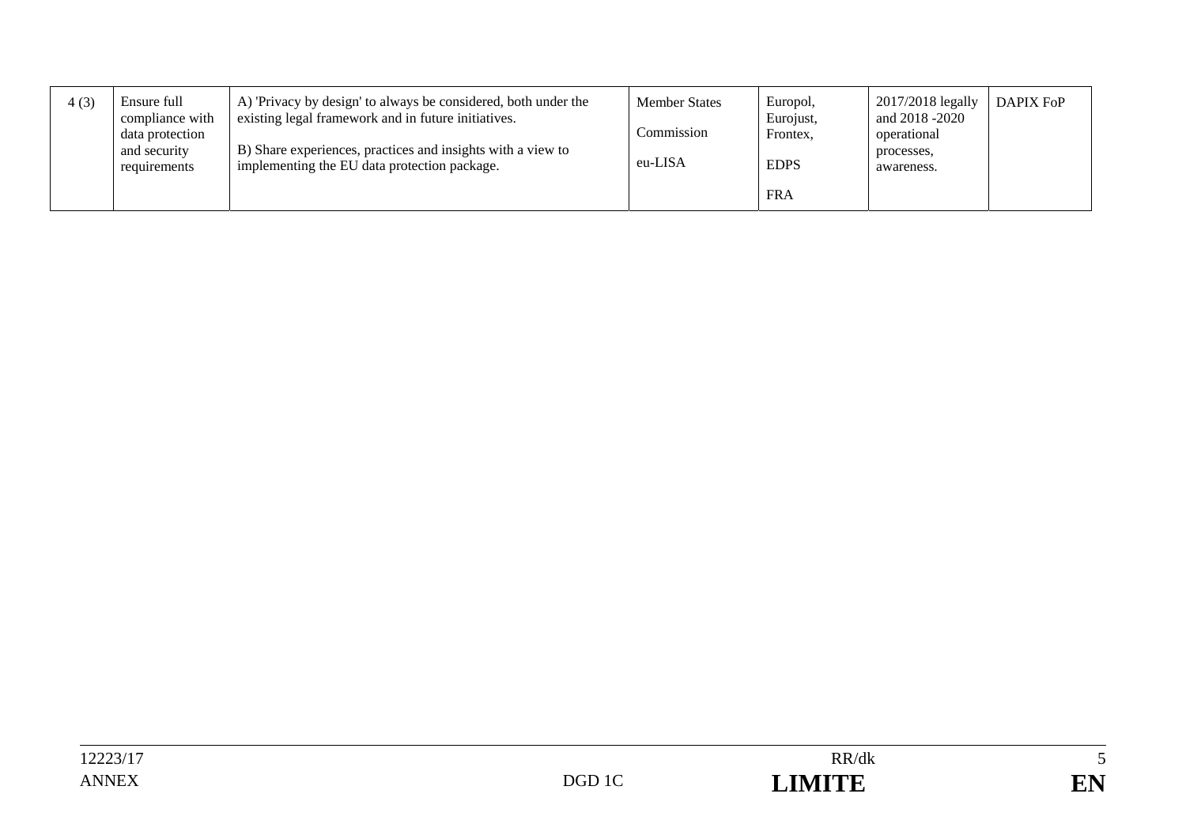| 4 (3) | Ensure full compliance with data protection and security requirements | A) 'Privacy by design' to always be considered, both under the existing legal framework and in future initiatives.<br><br>B) Share experiences, practices and insights with a view to implementing the EU data protection package. | Member States<br><br>Commission<br><br>eu-LISA | Europol, Eurojust, Frontex,<br><br>EDPS<br><br>FRA | 2017/2018 legally and 2018 -2020 operational processes, awareness. | DAPIX FoP |
|---|---|---|---|---|---|---|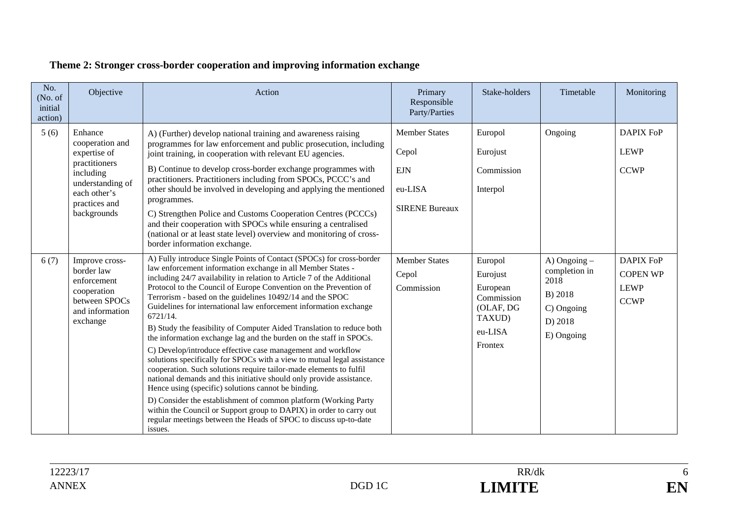**Theme 2: Stronger cross-border cooperation and improving information exchange**

| No. (No. of initial action) | Objective | Action | Primary Responsible Party/Parties | Stake-holders | Timetable | Monitoring |
|---|---|---|---|---|---|---|
| 5 (6) | Enhance cooperation and expertise of practitioners including understanding of each other's practices and backgrounds | A) (Further) develop national training and awareness raising programmes for law enforcement and public prosecution, including joint training, in cooperation with relevant EU agencies.<br><br>B) Continue to develop cross-border exchange programmes with practitioners. Practitioners including from SPOCs, PCCC's and other should be involved in developing and applying the mentioned programmes.<br><br>C) Strengthen Police and Customs Cooperation Centres (PCCCs) and their cooperation with SPOCs while ensuring a centralised (national or at least state level) overview and monitoring of cross-border information exchange. | Member States<br><br>Cepol<br><br>EJN<br><br>eu-LISA<br><br>SIRENE Bureaux | Europol<br><br>Eurojust<br><br>Commission<br><br>Interpol | Ongoing | DAPIX FoP<br><br>LEWP<br><br>CCWP |
| 6 (7) | Improve cross-border law enforcement cooperation between SPOCs and information exchange | A) Fully introduce Single Points of Contact (SPOCs) for cross-border law enforcement information exchange in all Member States - including 24/7 availability in relation to Article 7 of the Additional Protocol to the Council of Europe Convention on the Prevention of Terrorism - based on the guidelines 10492/14 and the SPOC Guidelines for international law enforcement information exchange 6721/14.<br><br>B) Study the feasibility of Computer Aided Translation to reduce both the information exchange lag and the burden on the staff in SPOCs.<br><br>C) Develop/introduce effective case management and workflow solutions specifically for SPOCs with a view to mutual legal assistance cooperation. Such solutions require tailor-made elements to fulfil national demands and this initiative should only provide assistance. Hence using (specific) solutions cannot be binding.<br><br>D) Consider the establishment of common platform (Working Party within the Council or Support group to DAPIX) in order to carry out regular meetings between the Heads of SPOC to discuss up-to-date issues. | Member States<br><br>Cepol<br><br>Commission | Europol<br><br>Eurojust<br><br>European Commission (OLAF, DG TAXUD)<br><br>eu-LISA<br><br>Frontex | A) Ongoing – completion in 2018<br><br>B) 2018<br><br>C) Ongoing<br><br>D) 2018<br><br>E) Ongoing | DAPIX FoP<br><br>COPEN WP<br><br>LEWP<br><br>CCWP |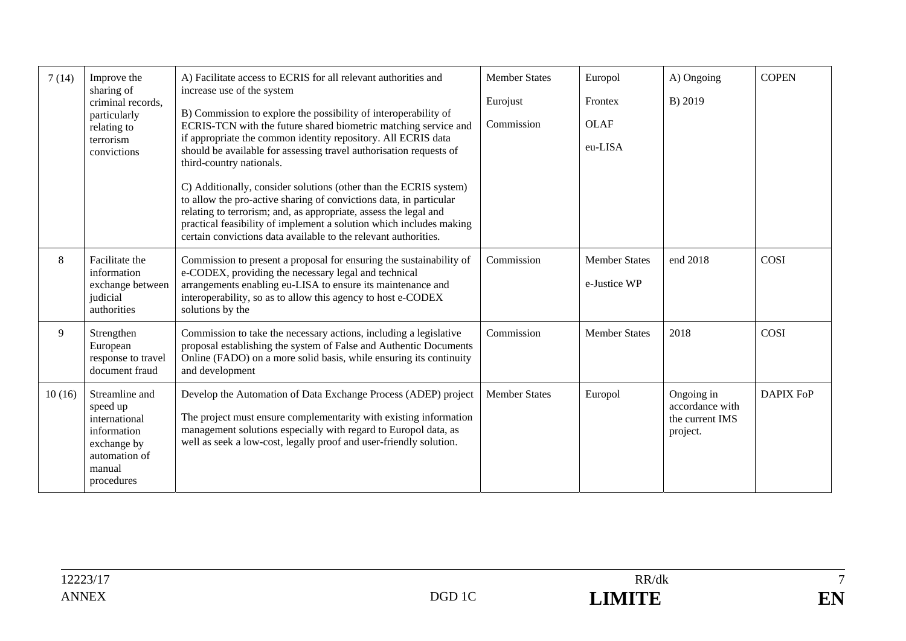| 7 (14) | Improve the sharing of criminal records, particularly relating to terrorism convictions | A) Facilitate access to ECRIS for all relevant authorities and increase use of the system<br><br>B) Commission to explore the possibility of interoperability of ECRIS-TCN with the future shared biometric matching service and if appropriate the common identity repository. All ECRIS data should be available for assessing travel authorisation requests of third-country nationals.<br><br>C) Additionally, consider solutions (other than the ECRIS system) to allow the pro-active sharing of convictions data, in particular relating to terrorism; and, as appropriate, assess the legal and practical feasibility of implement a solution which includes making certain convictions data available to the relevant authorities. | Member States<br><br>Eurojust<br><br>Commission | Europol<br><br>Frontex<br><br>OLAF<br><br>eu-LISA | A) Ongoing<br><br>B) 2019 | COPEN |
|---|---|---|---|---|---|---|
| 8 | Facilitate the information exchange between judicial authorities | Commission to present a proposal for ensuring the sustainability of e-CODEX, providing the necessary legal and technical arrangements enabling eu-LISA to ensure its maintenance and interoperability, so as to allow this agency to host e-CODEX solutions by the | Commission | Member States<br><br>e-Justice WP | end 2018 | COSI |
| 9 | Strengthen European response to travel document fraud | Commission to take the necessary actions, including a legislative proposal establishing the system of False and Authentic Documents Online (FADO) on a more solid basis, while ensuring its continuity and development | Commission | Member States | 2018 | COSI |
| 10 (16) | Streamline and speed up international information exchange by automation of manual procedures | Develop the Automation of Data Exchange Process (ADEP) project<br><br>The project must ensure complementarity with existing information management solutions especially with regard to Europol data, as well as seek a low-cost, legally proof and user-friendly solution. | Member States | Europol | Ongoing in accordance with the current IMS project. | DAPIX FoP |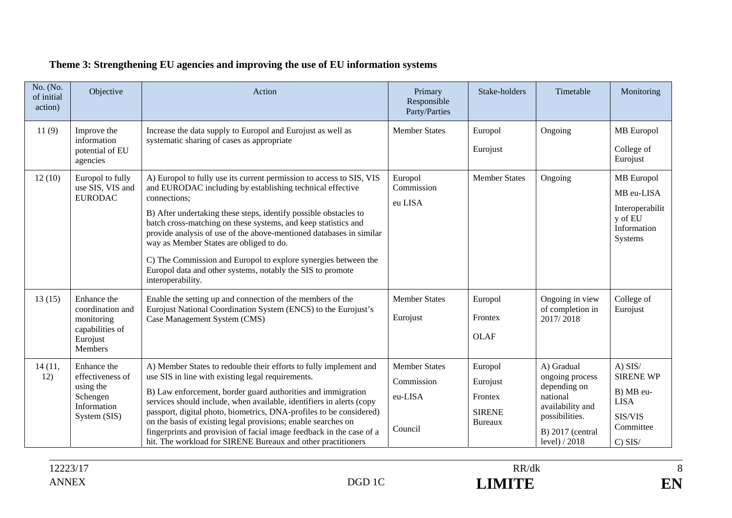**Theme 3: Strengthening EU agencies and improving the use of EU information systems**

| No. (No. of initial action) | Objective | Action | Primary Responsible Party/Parties | Stake-holders | Timetable | Monitoring |
|---|---|---|---|---|---|---|
| 11 (9) | Improve the information potential of EU agencies | Increase the data supply to Europol and Eurojust as well as systematic sharing of cases as appropriate | Member States | Europol<br>Eurojust | Ongoing | MB Europol<br>College of Eurojust |
| 12 (10) | Europol to fully use SIS, VIS and EURODAC | A) Europol to fully use its current permission to access to SIS, VIS and EURODAC including by establishing technical effective connections;<br>B) After undertaking these steps, identify possible obstacles to batch cross-matching on these systems, and keep statistics and provide analysis of use of the above-mentioned databases in similar way as Member States are obliged to do.<br>C) The Commission and Europol to explore synergies between the Europol data and other systems, notably the SIS to promote interoperability. | Europol<br>Commission<br>eu LISA | Member States | Ongoing | MB Europol<br>MB eu-LISA<br>Interoperability of EU Information Systems |
| 13 (15) | Enhance the coordination and monitoring capabilities of Eurojust Members | Enable the setting up and connection of the members of the Eurojust National Coordination System (ENCS) to the Eurojust's Case Management System (CMS) | Member States<br>Eurojust | Europol<br>Frontex<br>OLAF | Ongoing in view of completion in 2017/ 2018 | College of Eurojust |
| 14 (11, 12) | Enhance the effectiveness of using the Schengen Information System (SIS) | A) Member States to redouble their efforts to fully implement and use SIS in line with existing legal requirements.<br>B) Law enforcement, border guard authorities and immigration services should include, when available, identifiers in alerts (copy passport, digital photo, biometrics, DNA-profiles to be considered) on the basis of existing legal provisions; enable searches on fingerprints and provision of facial image feedback in the case of a hit. The workload for SIRENE Bureaux and other practitioners | Member States<br>Commission<br>eu-LISA<br>Council | Europol<br>Eurojust<br>Frontex<br>SIRENE Bureaux | A) Gradual ongoing process depending on national availability and possibilities.<br>B) 2017 (central level) / 2018 | A) SIS/ SIRENE WP<br>B) MB eu-LISA<br>SIS/VIS Committee<br>C) SIS/ |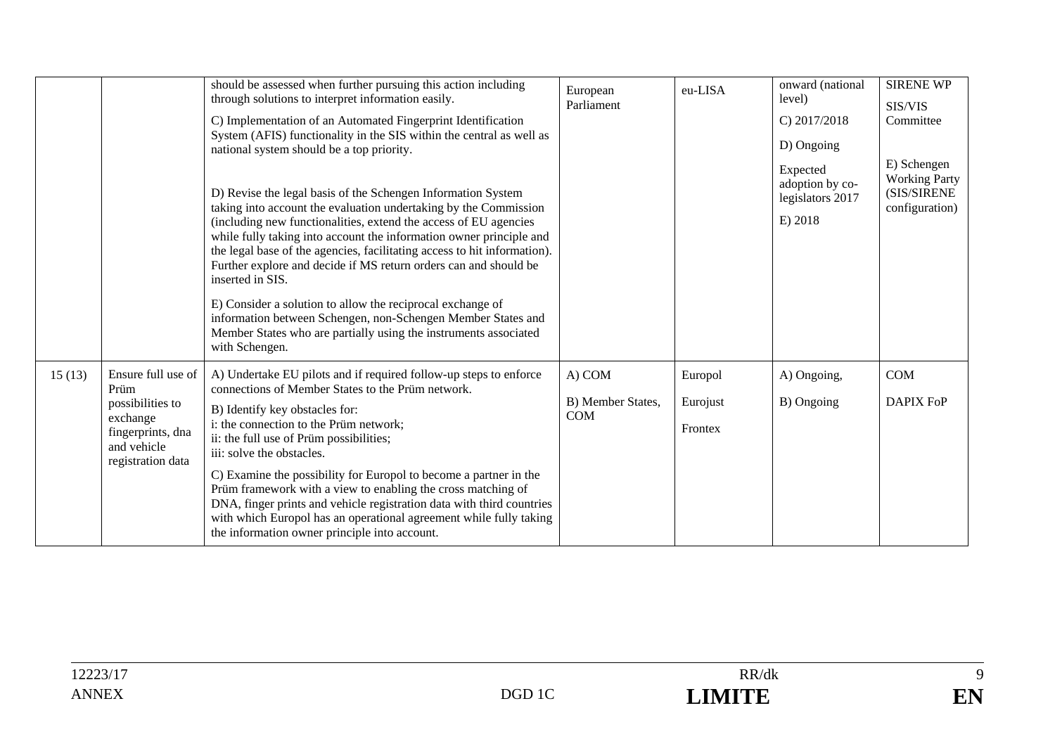| | | | | | | |
|---|---|---|---|---|---|---|
| | | should be assessed when further pursuing this action including through solutions to interpret information easily.<br><br>C) Implementation of an Automated Fingerprint Identification System (AFIS) functionality in the SIS within the central as well as national system should be a top priority.<br><br>D) Revise the legal basis of the Schengen Information System taking into account the evaluation undertaking by the Commission (including new functionalities, extend the access of EU agencies while fully taking into account the information owner principle and the legal base of the agencies, facilitating access to hit information). Further explore and decide if MS return orders can and should be inserted in SIS.<br><br>E) Consider a solution to allow the reciprocal exchange of information between Schengen, non-Schengen Member States and Member States who are partially using the instruments associated with Schengen. | European Parliament | eu-LISA | onward (national level)<br><br>C) 2017/2018<br><br>D) Ongoing<br><br>Expected adoption by co-legislators 2017<br><br>E) 2018 | SIRENE WP<br><br>SIS/VIS Committee<br><br>E) Schengen Working Party (SIS/SIRENE configuration) |
| 15 (13) | Ensure full use of Prüm possibilities to exchange fingerprints, dna and vehicle registration data | A) Undertake EU pilots and if required follow-up steps to enforce connections of Member States to the Prüm network.<br><br>B) Identify key obstacles for:<br>i: the connection to the Prüm network;<br>ii: the full use of Prüm possibilities;<br>iii: solve the obstacles.<br><br>C) Examine the possibility for Europol to become a partner in the Prüm framework with a view to enabling the cross matching of DNA, finger prints and vehicle registration data with third countries with which Europol has an operational agreement while fully taking the information owner principle into account. | A) COM<br><br>B) Member States, COM | Europol<br><br>Eurojust<br><br>Frontex | A) Ongoing,<br><br>B) Ongoing | COM<br><br>DAPIX FoP |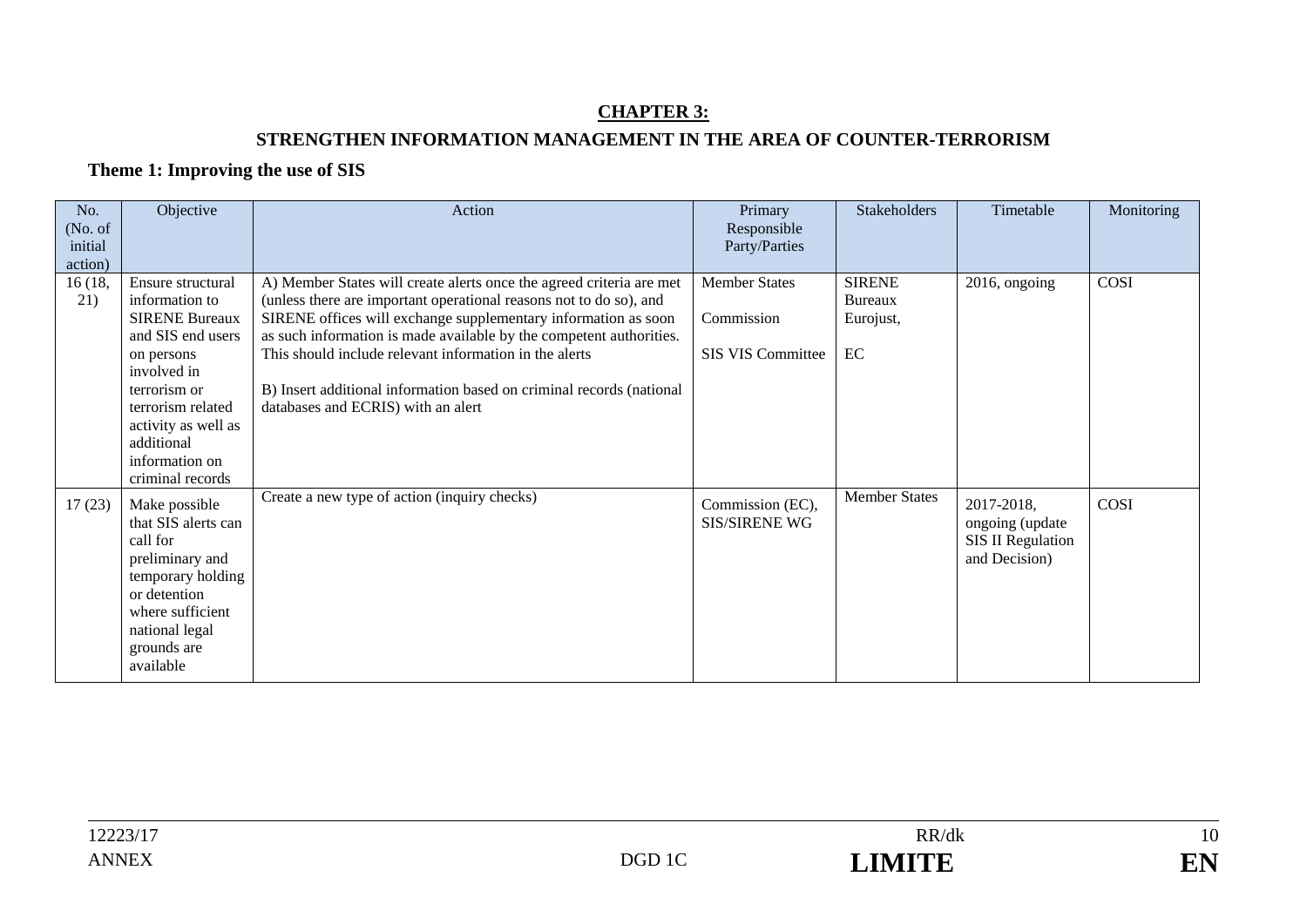## CHAPTER 3:

## STRENGTHEN INFORMATION MANAGEMENT IN THE AREA OF COUNTER-TERRORISM

### Theme 1: Improving the use of SIS

| No. (No. of initial action) | Objective | Action | Primary Responsible Party/Parties | Stakeholders | Timetable | Monitoring |
|---|---|---|---|---|---|---|
| 16 (18, 21) | Ensure structural information to SIRENE Bureaux and SIS end users on persons involved in terrorism or terrorism related activity as well as additional information on criminal records | A) Member States will create alerts once the agreed criteria are met (unless there are important operational reasons not to do so), and SIRENE offices will exchange supplementary information as soon as such information is made available by the competent authorities. This should include relevant information in the alerts<br><br>B) Insert additional information based on criminal records (national databases and ECRIS) with an alert | Member States<br><br>Commission<br><br>SIS VIS Committee | SIRENE Bureaux<br><br>Eurojust,<br><br>EC | 2016, ongoing | COSI |
| 17 (23) | Make possible that SIS alerts can call for preliminary and temporary holding or detention where sufficient national legal grounds are available | Create a new type of action (inquiry checks) | Commission (EC), SIS/SIRENE WG | Member States | 2017-2018, ongoing (update SIS II Regulation and Decision) | COSI |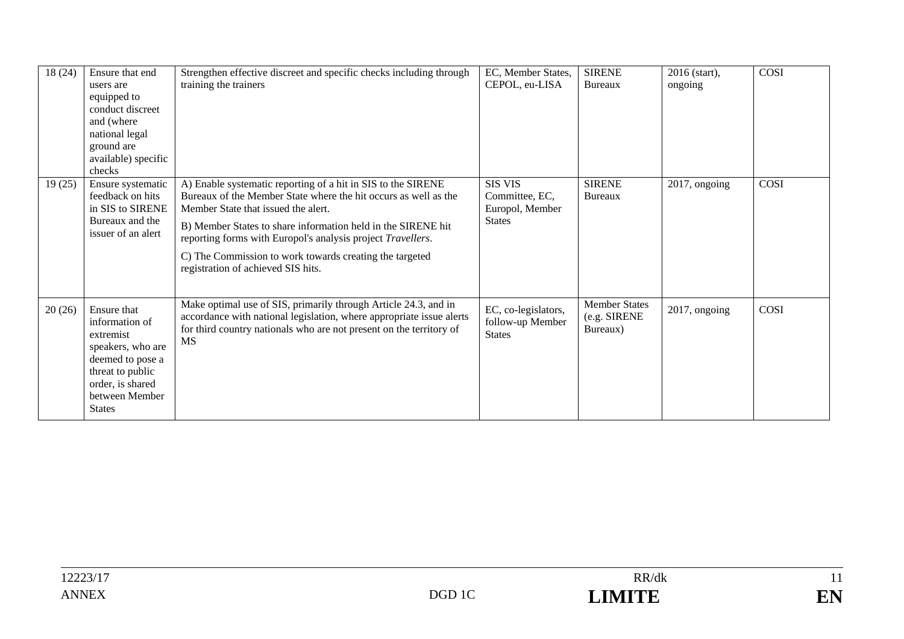| 18 (24) | Ensure that end users are equipped to conduct discreet and (where national legal ground are available) specific checks | Strengthen effective discreet and specific checks including through training the trainers | EC, Member States, CEPOL, eu-LISA | SIRENE Bureaux | 2016 (start), ongoing | COSI |
|---|---|---|---|---|---|---|
| 19 (25) | Ensure systematic feedback on hits in SIS to SIRENE Bureaux and the issuer of an alert | A) Enable systematic reporting of a hit in SIS to the SIRENE Bureaux of the Member State where the hit occurs as well as the Member State that issued the alert.<br><br>B) Member States to share information held in the SIRENE hit reporting forms with Europol's analysis project *Travellers*.<br><br>C) The Commission to work towards creating the targeted registration of achieved SIS hits. | SIS VIS Committee, EC, Europol, Member States | SIRENE Bureaux | 2017, ongoing | COSI |
| 20 (26) | Ensure that information of extremist speakers, who are deemed to pose a threat to public order, is shared between Member States | Make optimal use of SIS, primarily through Article 24.3, and in accordance with national legislation, where appropriate issue alerts for third country nationals who are not present on the territory of MS | EC, co-legislators, follow-up Member States | Member States (e.g. SIRENE Bureaux) | 2017, ongoing | COSI |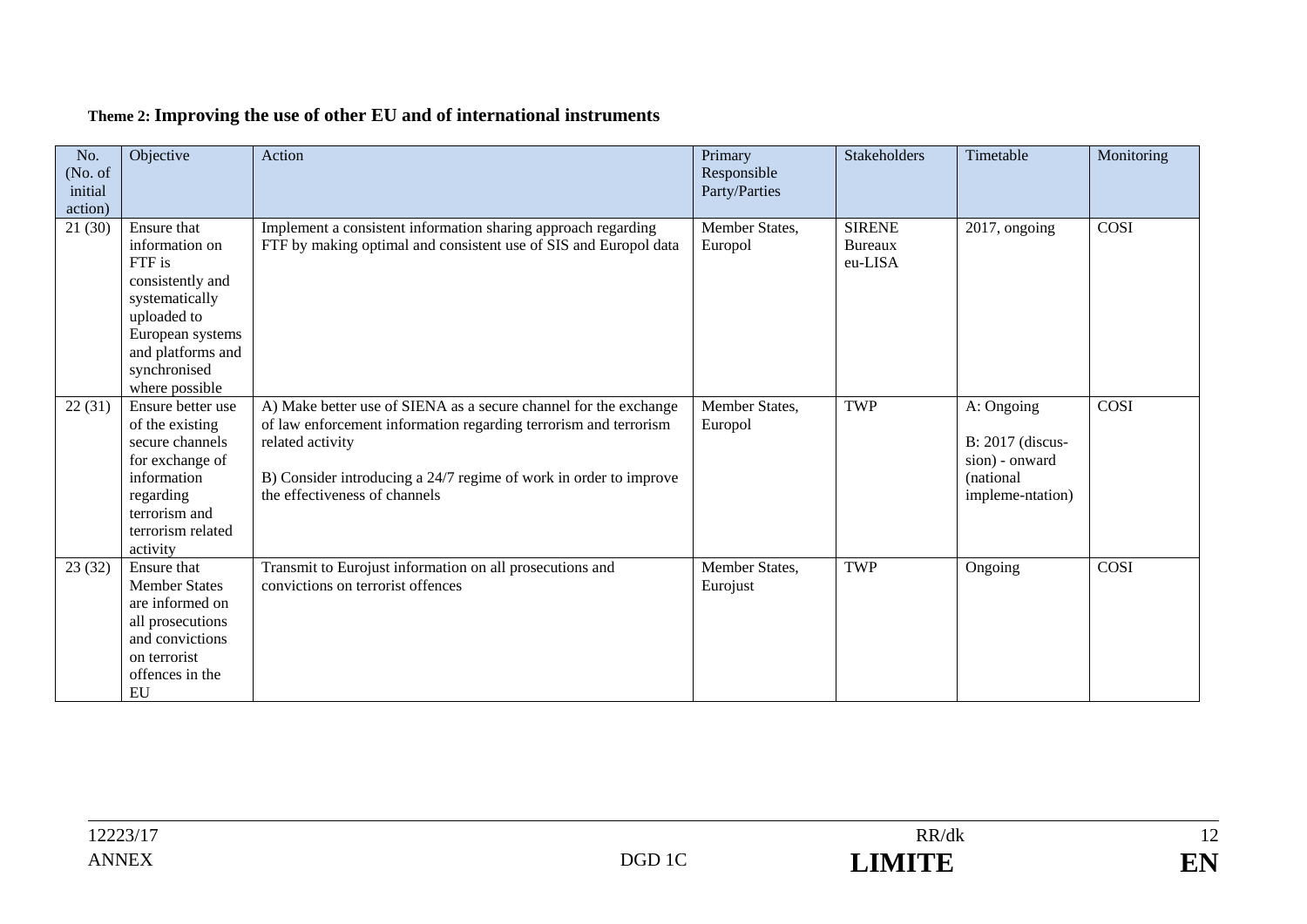**Theme 2: Improving the use of other EU and of international instruments**

| No. (No. of initial action) | Objective | Action | Primary Responsible Party/Parties | Stakeholders | Timetable | Monitoring |
|---|---|---|---|---|---|---|
| 21 (30) | Ensure that information on FTF is consistently and systematically uploaded to European systems and platforms and synchronised where possible | Implement a consistent information sharing approach regarding FTF by making optimal and consistent use of SIS and Europol data | Member States, Europol | SIRENE Bureaux eu-LISA | 2017, ongoing | COSI |
| 22 (31) | Ensure better use of the existing secure channels for exchange of information regarding terrorism and terrorism related activity | A) Make better use of SIENA as a secure channel for the exchange of law enforcement information regarding terrorism and terrorism related activity<br><br>B) Consider introducing a 24/7 regime of work in order to improve the effectiveness of channels | Member States, Europol | TWP | A: Ongoing<br><br>B: 2017 (discus-sion) - onward (national impleme-ntation) | COSI |
| 23 (32) | Ensure that Member States are informed on all prosecutions and convictions on terrorist offences in the EU | Transmit to Eurojust information on all prosecutions and convictions on terrorist offences | Member States, Eurojust | TWP | Ongoing | COSI |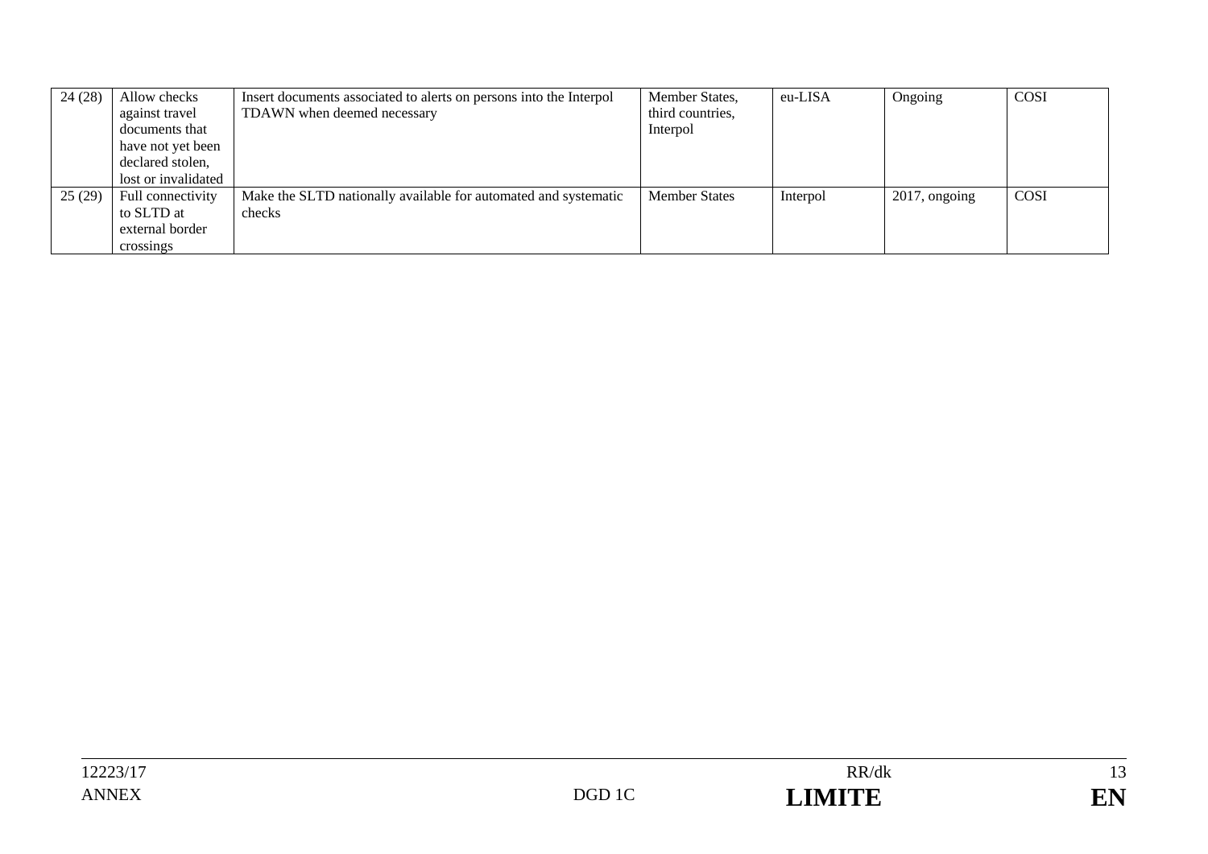| 24 (28) | Allow checks against travel documents that have not yet been declared stolen, lost or invalidated | Insert documents associated to alerts on persons into the Interpol TDAWN when deemed necessary | Member States, third countries, Interpol | eu-LISA | Ongoing | COSI |
|---|---|---|---|---|---|---|
| 25 (29) | Full connectivity to SLTD at external border crossings | Make the SLTD nationally available for automated and systematic checks | Member States | Interpol | 2017, ongoing | COSI |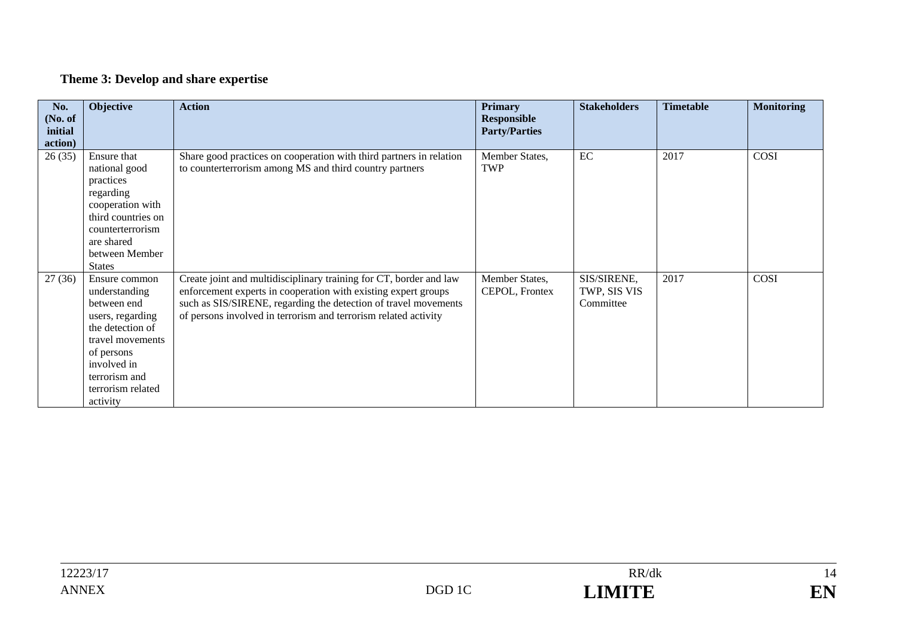### Theme 3: Develop and share expertise

| No. (No. of initial action) | Objective | Action | Primary Responsible Party/Parties | Stakeholders | Timetable | Monitoring |
|---|---|---|---|---|---|---|
| 26 (35) | Ensure that national good practices regarding cooperation with third countries on counterterrorism are shared between Member States | Share good practices on cooperation with third partners in relation to counterterrorism among MS and third country partners | Member States, TWP | EC | 2017 | COSI |
| 27 (36) | Ensure common understanding between end users, regarding the detection of travel movements of persons involved in terrorism and terrorism related activity | Create joint and multidisciplinary training for CT, border and law enforcement experts in cooperation with existing expert groups such as SIS/SIRENE, regarding the detection of travel movements of persons involved in terrorism and terrorism related activity | Member States, CEPOL, Frontex | SIS/SIRENE, TWP, SIS VIS Committee | 2017 | COSI |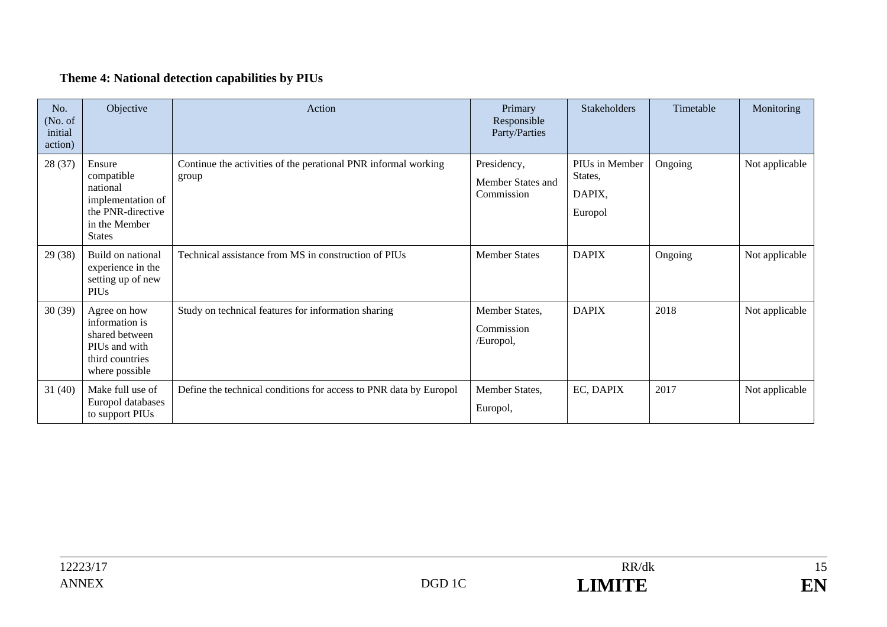**Theme 4: National detection capabilities by PIUs**

| No. (No. of initial action) | Objective | Action | Primary Responsible Party/Parties | Stakeholders | Timetable | Monitoring |
|---|---|---|---|---|---|---|
| 28 (37) | Ensure compatible national implementation of the PNR-directive in the Member States | Continue the activities of the perational PNR informal working group | Presidency, Member States and Commission | PIUs in Member States, DAPIX, Europol | Ongoing | Not applicable |
| 29 (38) | Build on national experience in the setting up of new PIUs | Technical assistance from MS in construction of PIUs | Member States | DAPIX | Ongoing | Not applicable |
| 30 (39) | Agree on how information is shared between PIUs and with third countries where possible | Study on technical features for information sharing | Member States, Commission /Europol, | DAPIX | 2018 | Not applicable |
| 31 (40) | Make full use of Europol databases to support PIUs | Define the technical conditions for access to PNR data by Europol | Member States, Europol, | EC, DAPIX | 2017 | Not applicable |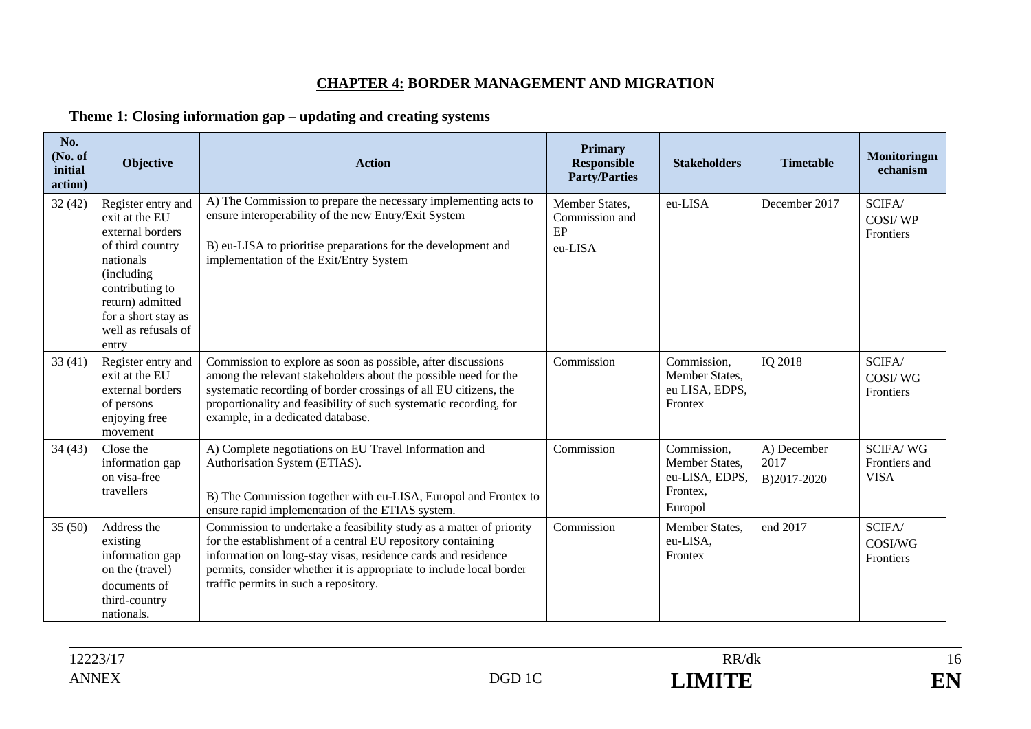## **CHAPTER 4:** BORDER MANAGEMENT AND MIGRATION

### Theme 1: Closing information gap – updating and creating systems

| No. (No. of initial action) | Objective | Action | Primary Responsible Party/Parties | Stakeholders | Timetable | Monitoringmechanism |
|---|---|---|---|---|---|---|
| 32 (42) | Register entry and exit at the EU external borders of third country nationals (including contributing to return) admitted for a short stay as well as refusals of entry | A) The Commission to prepare the necessary implementing acts to ensure interoperability of the new Entry/Exit System<br><br>B) eu-LISA to prioritise preparations for the development and implementation of the Exit/Entry System | Member States, Commission and EP<br>eu-LISA | eu-LISA | December 2017 | SCIFA/ COSI/ WP Frontiers |
| 33 (41) | Register entry and exit at the EU external borders of persons enjoying free movement | Commission to explore as soon as possible, after discussions among the relevant stakeholders about the possible need for the systematic recording of border crossings of all EU citizens, the proportionality and feasibility of such systematic recording, for example, in a dedicated database. | Commission | Commission, Member States, eu LISA, EDPS, Frontex | IQ 2018 | SCIFA/ COSI/ WG Frontiers |
| 34 (43) | Close the information gap on visa-free travellers | A) Complete negotiations on EU Travel Information and Authorisation System (ETIAS).<br><br>B) The Commission together with eu-LISA, Europol and Frontex to ensure rapid implementation of the ETIAS system. | Commission | Commission, Member States, eu-LISA, EDPS, Frontex, Europol | A) December 2017<br>B)2017-2020 | SCIFA/ WG Frontiers and VISA |
| 35 (50) | Address the existing information gap on the (travel) documents of third-country nationals. | Commission to undertake a feasibility study as a matter of priority for the establishment of a central EU repository containing information on long-stay visas, residence cards and residence permits, consider whether it is appropriate to include local border traffic permits in such a repository. | Commission | Member States, eu-LISA, Frontex | end 2017 | SCIFA/ COSI/WG Frontiers |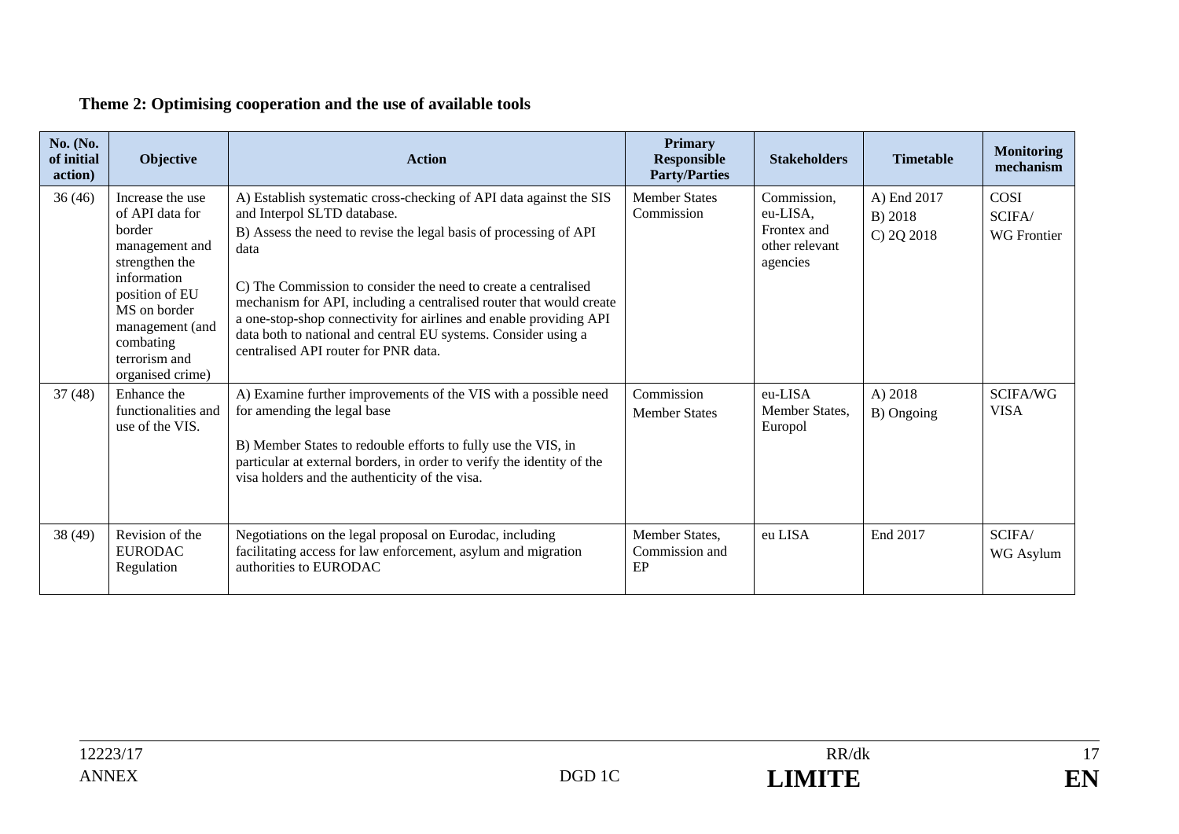**Theme 2: Optimising cooperation and the use of available tools**

| No. (No. of initial action) | Objective | Action | Primary Responsible Party/Parties | Stakeholders | Timetable | Monitoring mechanism |
|---|---|---|---|---|---|---|
| 36 (46) | Increase the use of API data for border management and strengthen the information position of EU MS on border management (and combating terrorism and organised crime) | A) Establish systematic cross-checking of API data against the SIS and Interpol SLTD database.<br>B) Assess the need to revise the legal basis of processing of API data<br>C) The Commission to consider the need to create a centralised mechanism for API, including a centralised router that would create a one-stop-shop connectivity for airlines and enable providing API data both to national and central EU systems. Consider using a centralised API router for PNR data. | Member States Commission | Commission, eu-LISA, Frontex and other relevant agencies | A) End 2017<br>B) 2018<br>C) 2Q 2018 | COSI<br>SCIFA/<br>WG Frontier |
| 37 (48) | Enhance the functionalities and use of the VIS. | A) Examine further improvements of the VIS with a possible need for amending the legal base<br>B) Member States to redouble efforts to fully use the VIS, in particular at external borders, in order to verify the identity of the visa holders and the authenticity of the visa. | Commission<br>Member States | eu-LISA<br>Member States, Europol | A) 2018<br>B) Ongoing | SCIFA/WG VISA |
| 38 (49) | Revision of the EURODAC Regulation | Negotiations on the legal proposal on Eurodac, including facilitating access for law enforcement, asylum and migration authorities to EURODAC | Member States, Commission and EP | eu LISA | End 2017 | SCIFA/<br>WG Asylum |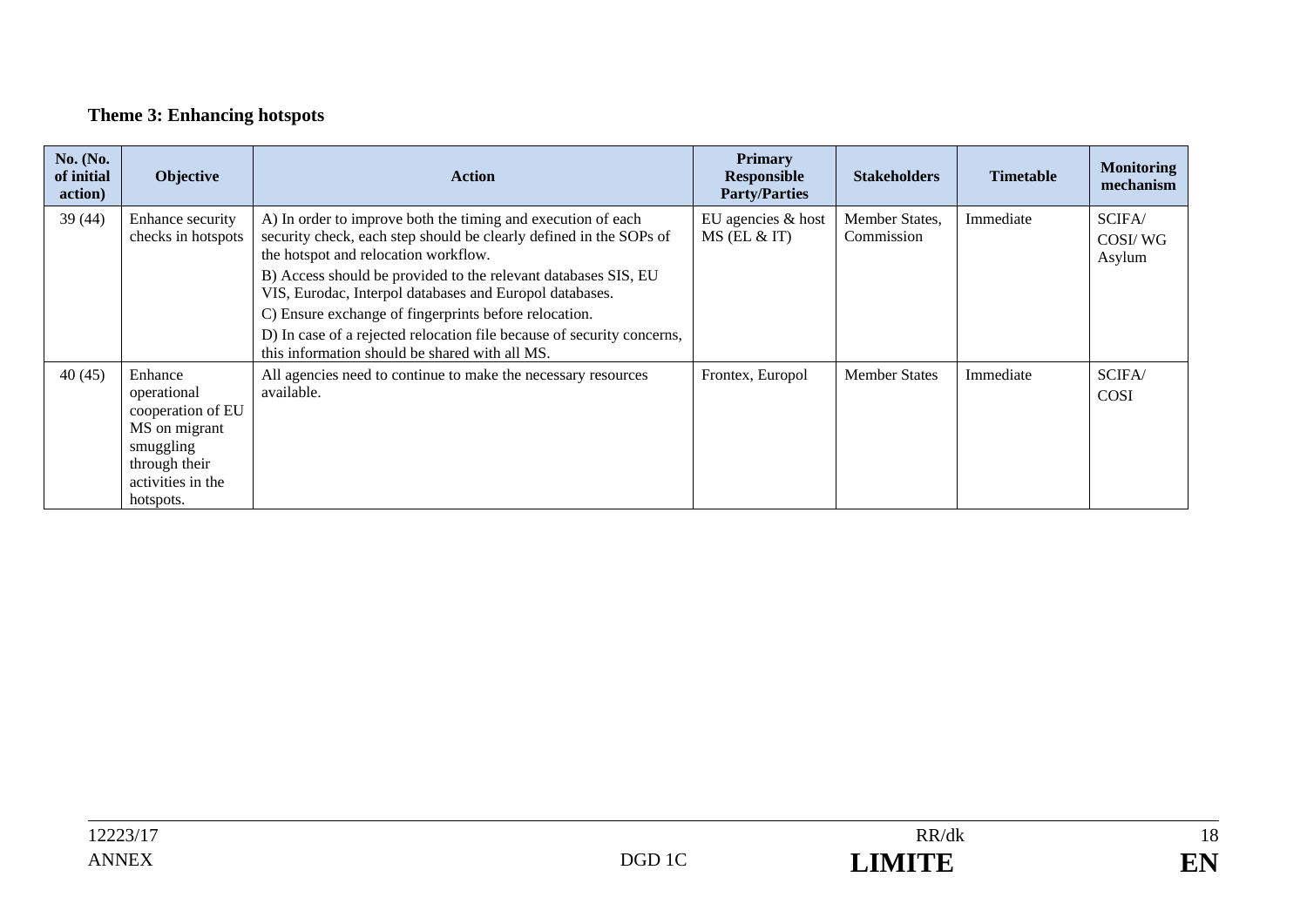**Theme 3: Enhancing hotspots**

| No. (No. of initial action) | Objective | Action | Primary Responsible Party/Parties | Stakeholders | Timetable | Monitoring mechanism |
|---|---|---|---|---|---|---|
| 39 (44) | Enhance security checks in hotspots | A) In order to improve both the timing and execution of each security check, each step should be clearly defined in the SOPs of the hotspot and relocation workflow.<br>B) Access should be provided to the relevant databases SIS, EU VIS, Eurodac, Interpol databases and Europol databases.<br>C) Ensure exchange of fingerprints before relocation.<br>D) In case of a rejected relocation file because of security concerns, this information should be shared with all MS. | EU agencies & host MS (EL & IT) | Member States, Commission | Immediate | SCIFA/ COSI/ WG Asylum |
| 40 (45) | Enhance operational cooperation of EU MS on migrant smuggling through their activities in the hotspots. | All agencies need to continue to make the necessary resources available. | Frontex, Europol | Member States | Immediate | SCIFA/ COSI |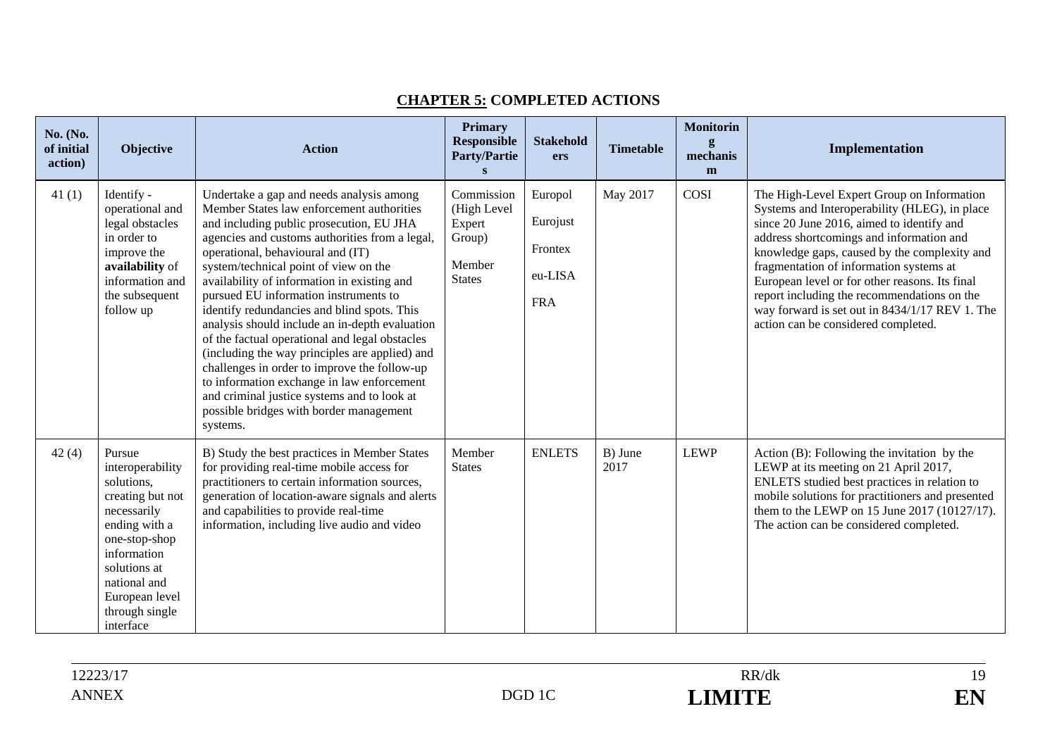## **CHAPTER 5:** COMPLETED ACTIONS

| No. (No. of initial action) | Objective | Action | Primary Responsible Party/Parties | Stakeholders | Timetable | Monitoring mechanism | Implementation |
|---|---|---|---|---|---|---|---|
| 41 (1) | Identify - operational and legal obstacles in order to improve the **availability** of information and the subsequent follow up | Undertake a gap and needs analysis among Member States law enforcement authorities and including public prosecution, EU JHA agencies and customs authorities from a legal, operational, behavioural and (IT) system/technical point of view on the availability of information in existing and pursued EU information instruments to identify redundancies and blind spots. This analysis should include an in-depth evaluation of the factual operational and legal obstacles (including the way principles are applied) and challenges in order to improve the follow-up to information exchange in law enforcement and criminal justice systems and to look at possible bridges with border management systems. | Commission (High Level Expert Group)<br><br>Member States | Europol<br><br>Eurojust<br><br>Frontex<br><br>eu-LISA<br><br>FRA | May 2017 | COSI | The High-Level Expert Group on Information Systems and Interoperability (HLEG), in place since 20 June 2016, aimed to identify and address shortcomings and information and knowledge gaps, caused by the complexity and fragmentation of information systems at European level or for other reasons. Its final report including the recommendations on the way forward is set out in 8434/1/17 REV 1. The action can be considered completed. |
| 42 (4) | Pursue interoperability solutions, creating but not necessarily ending with a one-stop-shop information solutions at national and European level through single interface | B) Study the best practices in Member States for providing real-time mobile access for practitioners to certain information sources, generation of location-aware signals and alerts and capabilities to provide real-time information, including live audio and video | Member States | ENLETS | B) June 2017 | LEWP | Action (B): Following the invitation by the LEWP at its meeting on 21 April 2017, ENLETS studied best practices in relation to mobile solutions for practitioners and presented them to the LEWP on 15 June 2017 (10127/17). The action can be considered completed. |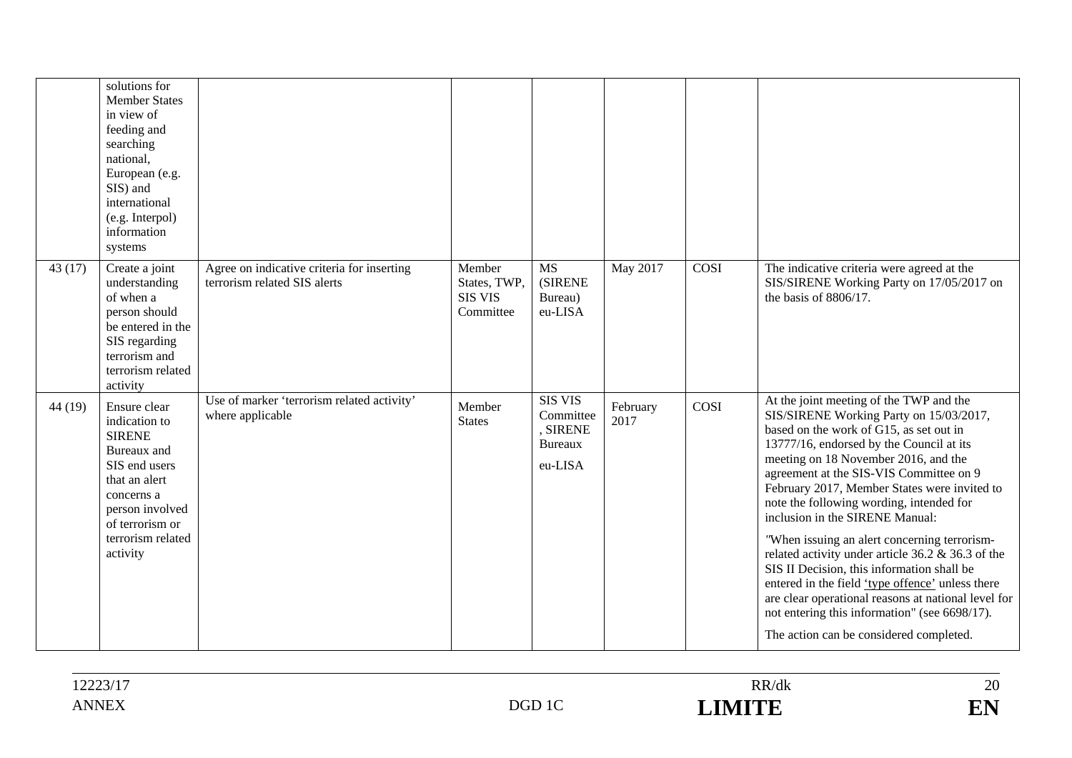| | | | | | | | |
|---|---|---|---|---|---|---|---|
| | solutions for Member States in view of feeding and searching national, European (e.g. SIS) and international (e.g. Interpol) information systems | | | | | | |
| 43 (17) | Create a joint understanding of when a person should be entered in the SIS regarding terrorism and terrorism related activity | Agree on indicative criteria for inserting terrorism related SIS alerts | Member States, TWP, SIS VIS Committee | MS (SIRENE Bureau) eu-LISA | May 2017 | COSI | The indicative criteria were agreed at the SIS/SIRENE Working Party on 17/05/2017 on the basis of 8806/17. |
| 44 (19) | Ensure clear indication to SIRENE Bureaux and SIS end users that an alert concerns a person involved of terrorism or terrorism related activity | Use of marker 'terrorism related activity' where applicable | Member States | SIS VIS Committee , SIRENE Bureaux eu-LISA | February 2017 | COSI | At the joint meeting of the TWP and the SIS/SIRENE Working Party on 15/03/2017, based on the work of G15, as set out in 13777/16, endorsed by the Council at its meeting on 18 November 2016, and the agreement at the SIS-VIS Committee on 9 February 2017, Member States were invited to note the following wording, intended for inclusion in the SIRENE Manual: "When issuing an alert concerning terrorism-related activity under article 36.2 & 36.3 of the SIS II Decision, this information shall be entered in the field 'type offence' unless there are clear operational reasons at national level for not entering this information" (see 6698/17). The action can be considered completed. |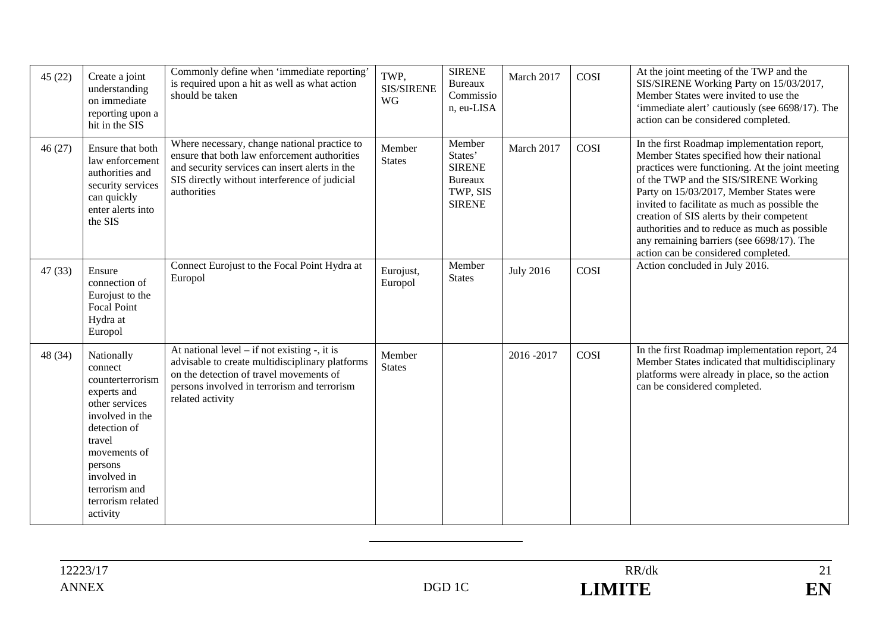| | | | | | | | |
|---|---|---|---|---|---|---|---|
| 45 (22) | Create a joint understanding on immediate reporting upon a hit in the SIS | Commonly define when 'immediate reporting' is required upon a hit as well as what action should be taken | TWP, SIS/SIRENE WG | SIRENE Bureaux Commission, eu-LISA | March 2017 | COSI | At the joint meeting of the TWP and the SIS/SIRENE Working Party on 15/03/2017, Member States were invited to use the 'immediate alert' cautiously (see 6698/17). The action can be considered completed. |
| 46 (27) | Ensure that both law enforcement authorities and security services can quickly enter alerts into the SIS | Where necessary, change national practice to ensure that both law enforcement authorities and security services can insert alerts in the SIS directly without interference of judicial authorities | Member States | Member States' SIRENE Bureaux TWP, SIS SIRENE | March 2017 | COSI | In the first Roadmap implementation report, Member States specified how their national practices were functioning. At the joint meeting of the TWP and the SIS/SIRENE Working Party on 15/03/2017, Member States were invited to facilitate as much as possible the creation of SIS alerts by their competent authorities and to reduce as much as possible any remaining barriers (see 6698/17). The action can be considered completed. |
| 47 (33) | Ensure connection of Eurojust to the Focal Point Hydra at Europol | Connect Eurojust to the Focal Point Hydra at Europol | Eurojust, Europol | Member States | July 2016 | COSI | Action concluded in July 2016. |
| 48 (34) | Nationally connect counterterrorism experts and other services involved in the detection of travel movements of persons involved in terrorism and terrorism related activity | At national level – if not existing -, it is advisable to create multidisciplinary platforms on the detection of travel movements of persons involved in terrorism and terrorism related activity | Member States | | 2016 -2017 | COSI | In the first Roadmap implementation report, 24 Member States indicated that multidisciplinary platforms were already in place, so the action can be considered completed. |